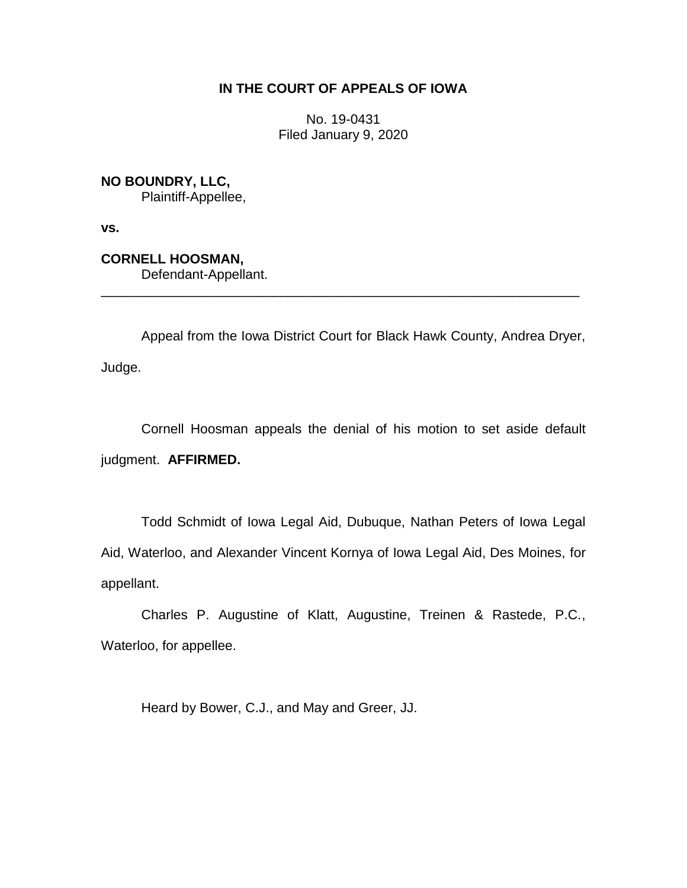**IN THE COURT OF APPEALS OF IOWA**

No. 19-0431
Filed January 9, 2020

**NO BOUNDRY, LLC,**
Plaintiff-Appellee,

**vs.**

**CORNELL HOOSMAN,**
Defendant-Appellant.

---

Appeal from the Iowa District Court for Black Hawk County, Andrea Dryer, Judge.

Cornell Hoosman appeals the denial of his motion to set aside default judgment. **AFFIRMED.**

Todd Schmidt of Iowa Legal Aid, Dubuque, Nathan Peters of Iowa Legal Aid, Waterloo, and Alexander Vincent Kornya of Iowa Legal Aid, Des Moines, for appellant.

Charles P. Augustine of Klatt, Augustine, Treinen & Rastede, P.C., Waterloo, for appellee.

Heard by Bower, C.J., and May and Greer, JJ.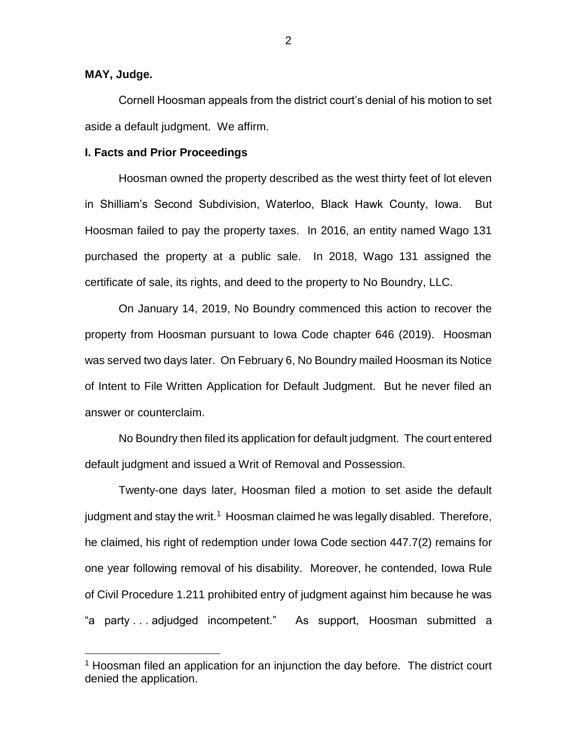**MAY, Judge.**

Cornell Hoosman appeals from the district court's denial of his motion to set aside a default judgment. We affirm.

**I. Facts and Prior Proceedings**

Hoosman owned the property described as the west thirty feet of lot eleven in Shilliam's Second Subdivision, Waterloo, Black Hawk County, Iowa. But Hoosman failed to pay the property taxes. In 2016, an entity named Wago 131 purchased the property at a public sale. In 2018, Wago 131 assigned the certificate of sale, its rights, and deed to the property to No Boundry, LLC.

On January 14, 2019, No Boundry commenced this action to recover the property from Hoosman pursuant to Iowa Code chapter 646 (2019). Hoosman was served two days later. On February 6, No Boundry mailed Hoosman its Notice of Intent to File Written Application for Default Judgment. But he never filed an answer or counterclaim.

No Boundry then filed its application for default judgment. The court entered default judgment and issued a Writ of Removal and Possession.

Twenty-one days later, Hoosman filed a motion to set aside the default judgment and stay the writ.[1] Hoosman claimed he was legally disabled. Therefore, he claimed, his right of redemption under Iowa Code section 447.7(2) remains for one year following removal of his disability. Moreover, he contended, Iowa Rule of Civil Procedure 1.211 prohibited entry of judgment against him because he was "a party . . . adjudged incompetent." As support, Hoosman submitted a

[1] Hoosman filed an application for an injunction the day before. The district court denied the application.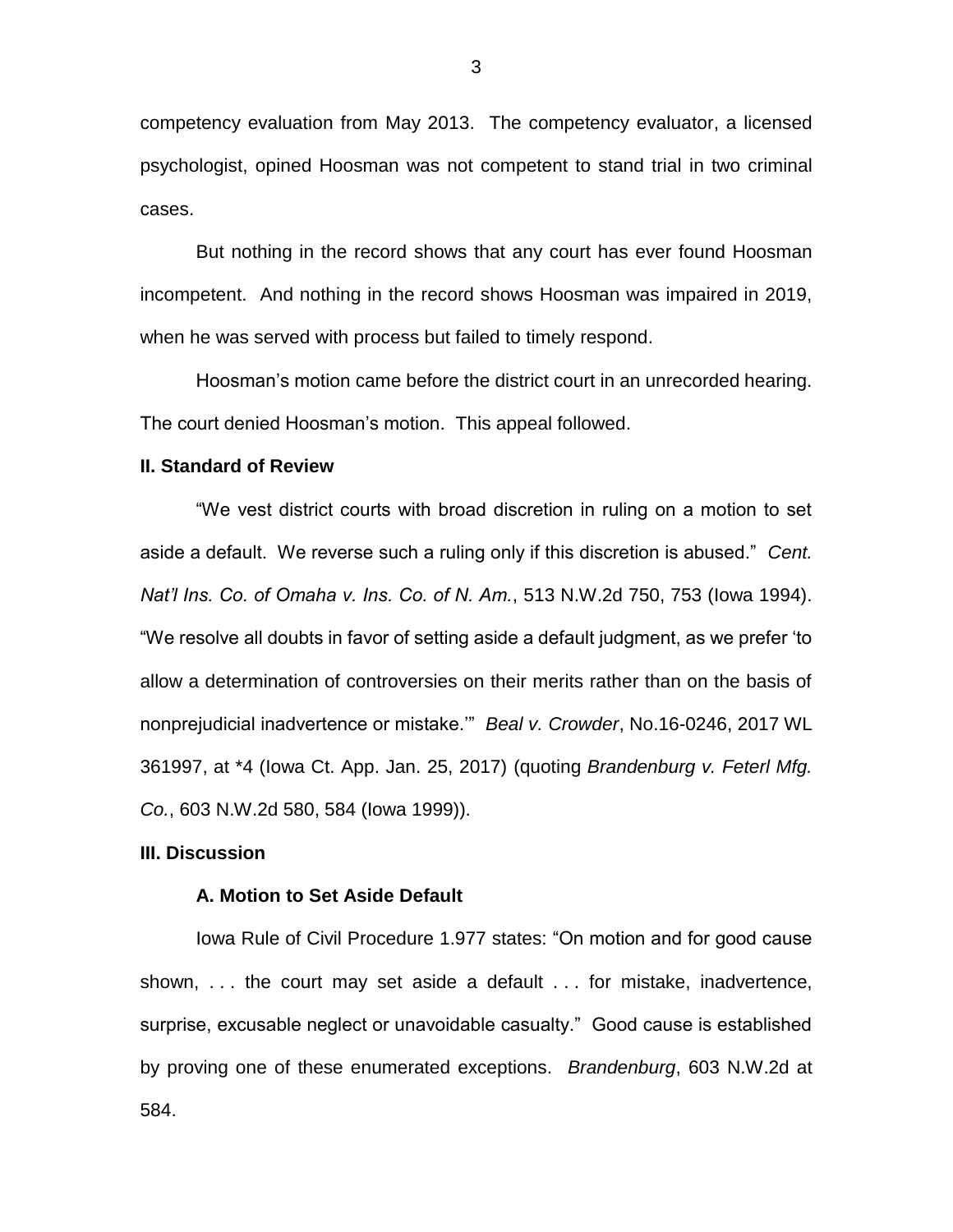competency evaluation from May 2013. The competency evaluator, a licensed psychologist, opined Hoosman was not competent to stand trial in two criminal cases.

But nothing in the record shows that any court has ever found Hoosman incompetent. And nothing in the record shows Hoosman was impaired in 2019, when he was served with process but failed to timely respond.

Hoosman's motion came before the district court in an unrecorded hearing. The court denied Hoosman's motion. This appeal followed.

## II. Standard of Review

"We vest district courts with broad discretion in ruling on a motion to set aside a default. We reverse such a ruling only if this discretion is abused." *Cent. Nat'l Ins. Co. of Omaha v. Ins. Co. of N. Am.*, 513 N.W.2d 750, 753 (Iowa 1994). "We resolve all doubts in favor of setting aside a default judgment, as we prefer 'to allow a determination of controversies on their merits rather than on the basis of nonprejudicial inadvertence or mistake.'" *Beal v. Crowder*, No.16-0246, 2017 WL 361997, at *4 (Iowa Ct. App. Jan. 25, 2017) (quoting *Brandenburg v. Feterl Mfg. Co.*, 603 N.W.2d 580, 584 (Iowa 1999)).

## III. Discussion

### A. Motion to Set Aside Default

Iowa Rule of Civil Procedure 1.977 states: "On motion and for good cause shown, . . . the court may set aside a default . . . for mistake, inadvertence, surprise, excusable neglect or unavoidable casualty." Good cause is established by proving one of these enumerated exceptions. *Brandenburg*, 603 N.W.2d at 584.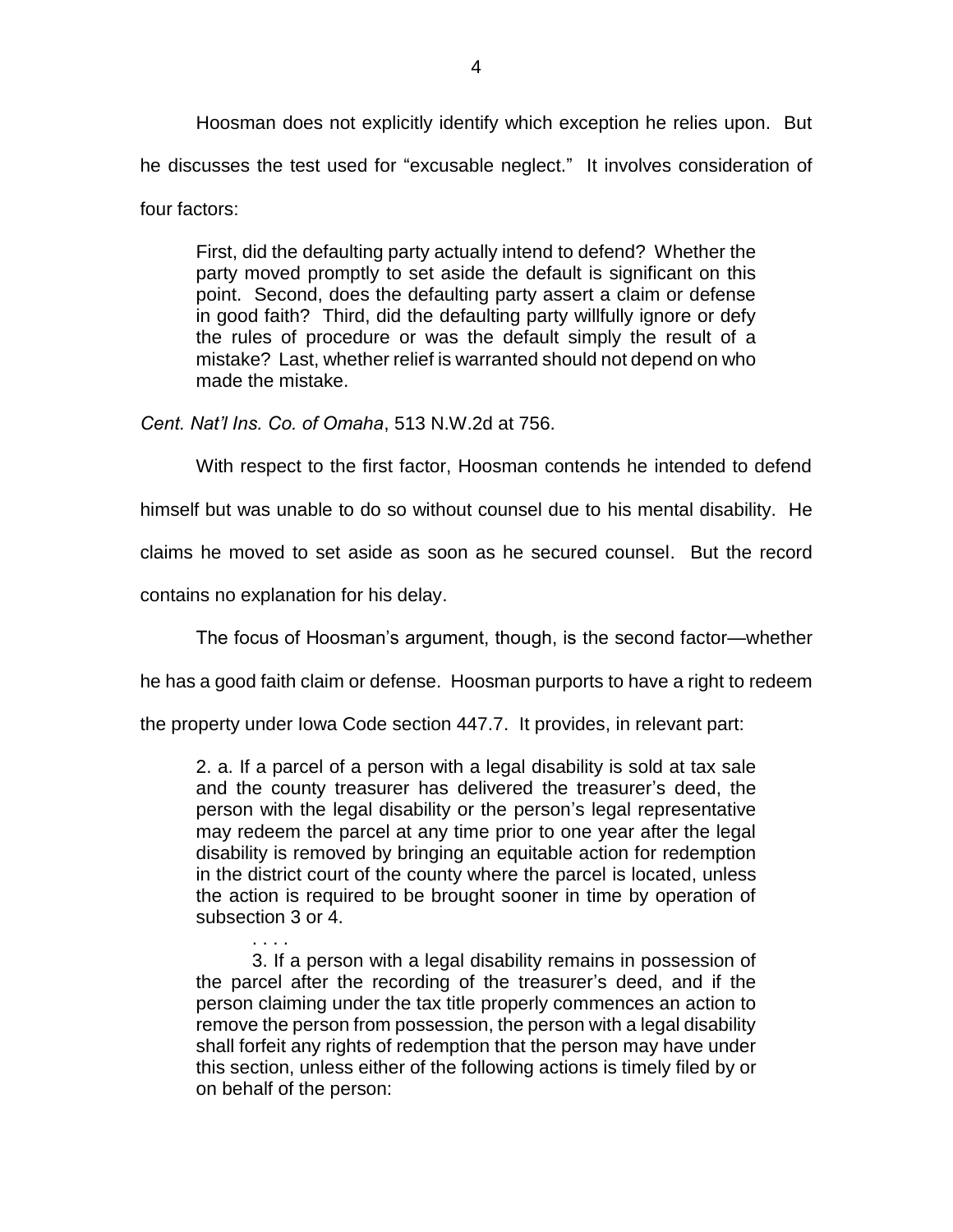Hoosman does not explicitly identify which exception he relies upon. But he discusses the test used for "excusable neglect." It involves consideration of four factors:

> First, did the defaulting party actually intend to defend? Whether the party moved promptly to set aside the default is significant on this point. Second, does the defaulting party assert a claim or defense in good faith? Third, did the defaulting party willfully ignore or defy the rules of procedure or was the default simply the result of a mistake? Last, whether relief is warranted should not depend on who made the mistake.

*Cent. Nat'l Ins. Co. of Omaha*, 513 N.W.2d at 756.

With respect to the first factor, Hoosman contends he intended to defend himself but was unable to do so without counsel due to his mental disability. He claims he moved to set aside as soon as he secured counsel. But the record contains no explanation for his delay.

The focus of Hoosman's argument, though, is the second factor—whether he has a good faith claim or defense. Hoosman purports to have a right to redeem the property under Iowa Code section 447.7. It provides, in relevant part:

> 2. a. If a parcel of a person with a legal disability is sold at tax sale and the county treasurer has delivered the treasurer's deed, the person with the legal disability or the person's legal representative may redeem the parcel at any time prior to one year after the legal disability is removed by bringing an equitable action for redemption in the district court of the county where the parcel is located, unless the action is required to be brought sooner in time by operation of subsection 3 or 4.
>
> . . . .
>
> 3. If a person with a legal disability remains in possession of the parcel after the recording of the treasurer's deed, and if the person claiming under the tax title properly commences an action to remove the person from possession, the person with a legal disability shall forfeit any rights of redemption that the person may have under this section, unless either of the following actions is timely filed by or on behalf of the person: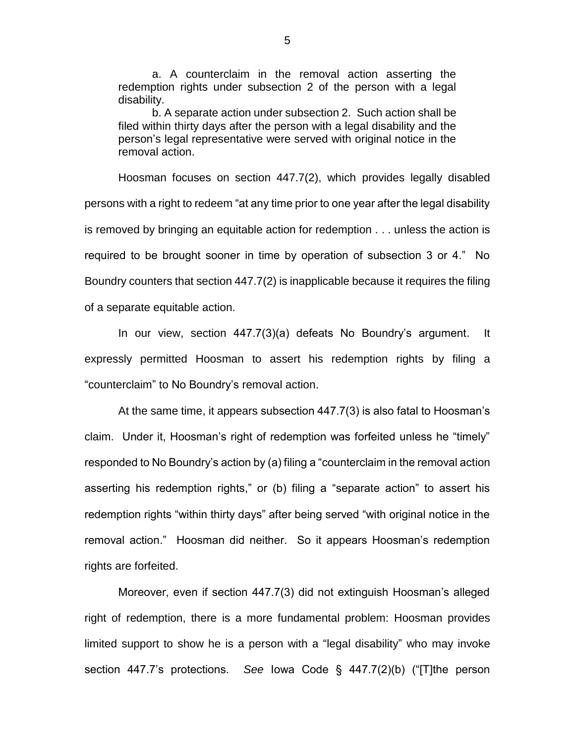> a. A counterclaim in the removal action asserting the redemption rights under subsection 2 of the person with a legal disability.
>
> b. A separate action under subsection 2. Such action shall be filed within thirty days after the person with a legal disability and the person's legal representative were served with original notice in the removal action.

Hoosman focuses on section 447.7(2), which provides legally disabled persons with a right to redeem "at any time prior to one year after the legal disability is removed by bringing an equitable action for redemption . . . unless the action is required to be brought sooner in time by operation of subsection 3 or 4." No Boundry counters that section 447.7(2) is inapplicable because it requires the filing of a separate equitable action.

In our view, section 447.7(3)(a) defeats No Boundry's argument. It expressly permitted Hoosman to assert his redemption rights by filing a "counterclaim" to No Boundry's removal action.

At the same time, it appears subsection 447.7(3) is also fatal to Hoosman's claim. Under it, Hoosman's right of redemption was forfeited unless he "timely" responded to No Boundry's action by (a) filing a "counterclaim in the removal action asserting his redemption rights," or (b) filing a "separate action" to assert his redemption rights "within thirty days" after being served "with original notice in the removal action." Hoosman did neither. So it appears Hoosman's redemption rights are forfeited.

Moreover, even if section 447.7(3) did not extinguish Hoosman's alleged right of redemption, there is a more fundamental problem: Hoosman provides limited support to show he is a person with a "legal disability" who may invoke section 447.7's protections. *See* Iowa Code § 447.7(2)(b) ("[T]the person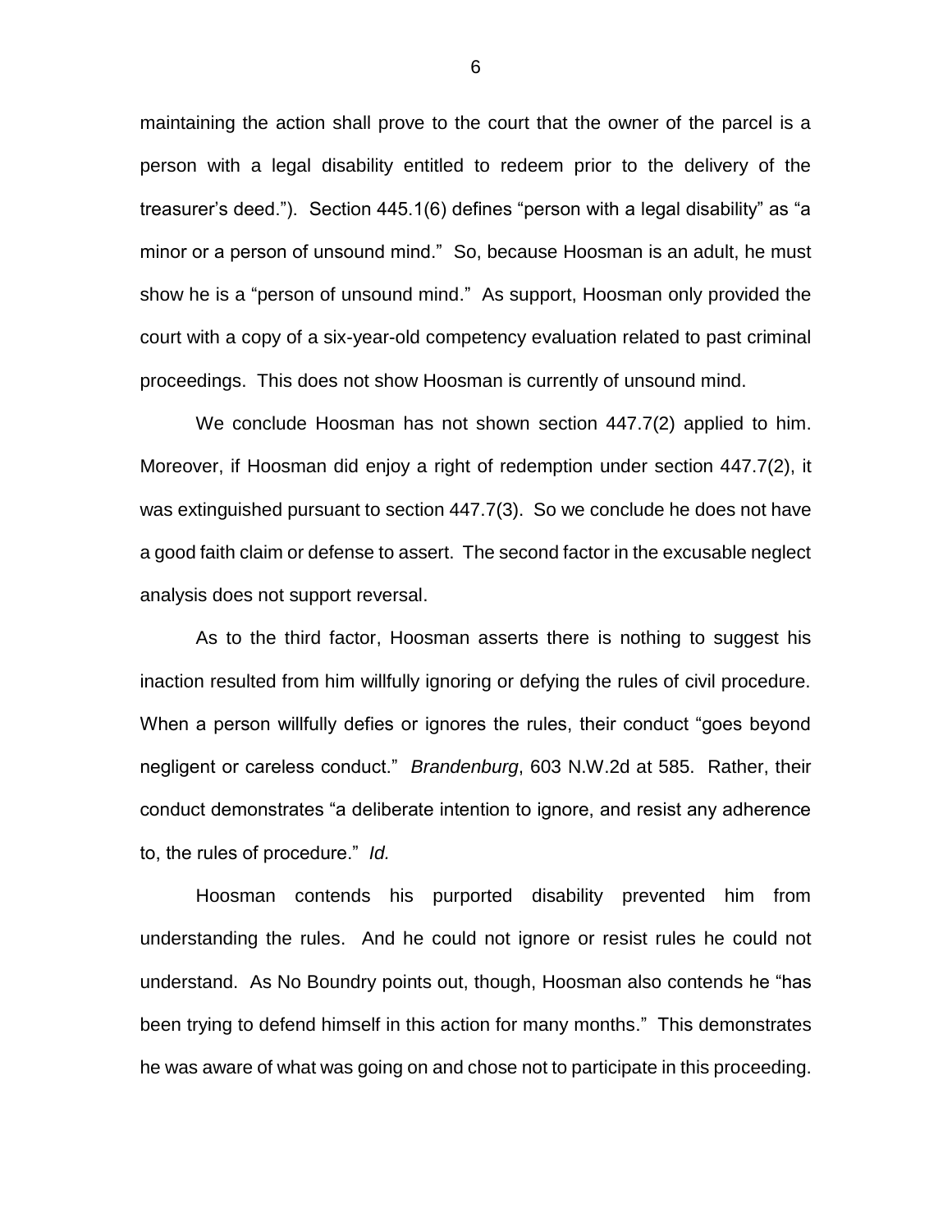maintaining the action shall prove to the court that the owner of the parcel is a person with a legal disability entitled to redeem prior to the delivery of the treasurer's deed."). Section 445.1(6) defines "person with a legal disability" as "a minor or a person of unsound mind." So, because Hoosman is an adult, he must show he is a "person of unsound mind." As support, Hoosman only provided the court with a copy of a six-year-old competency evaluation related to past criminal proceedings. This does not show Hoosman is currently of unsound mind.

We conclude Hoosman has not shown section 447.7(2) applied to him. Moreover, if Hoosman did enjoy a right of redemption under section 447.7(2), it was extinguished pursuant to section 447.7(3). So we conclude he does not have a good faith claim or defense to assert. The second factor in the excusable neglect analysis does not support reversal.

As to the third factor, Hoosman asserts there is nothing to suggest his inaction resulted from him willfully ignoring or defying the rules of civil procedure. When a person willfully defies or ignores the rules, their conduct "goes beyond negligent or careless conduct." *Brandenburg*, 603 N.W.2d at 585. Rather, their conduct demonstrates "a deliberate intention to ignore, and resist any adherence to, the rules of procedure." *Id.*

Hoosman contends his purported disability prevented him from understanding the rules. And he could not ignore or resist rules he could not understand. As No Boundry points out, though, Hoosman also contends he "has been trying to defend himself in this action for many months." This demonstrates he was aware of what was going on and chose not to participate in this proceeding.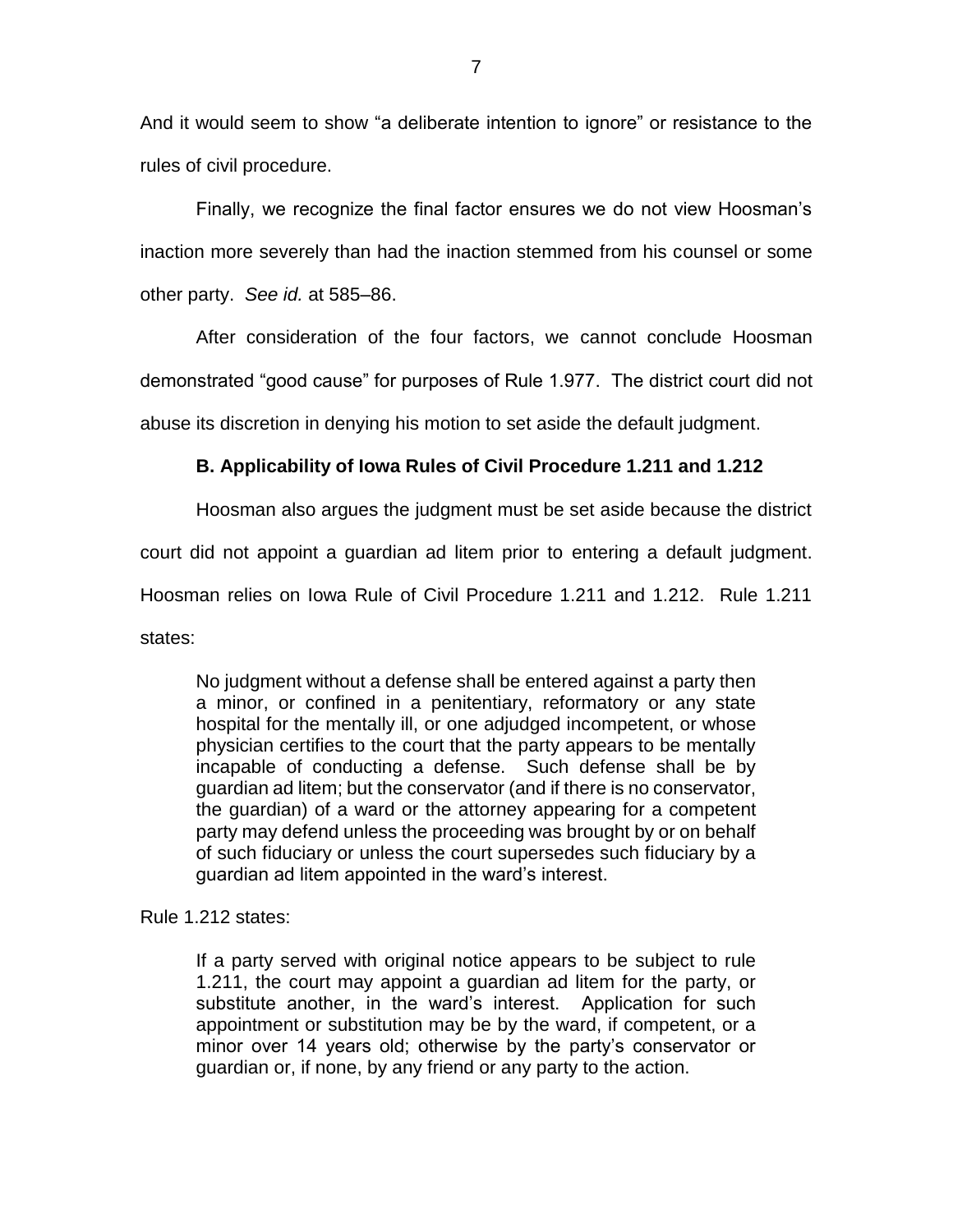And it would seem to show "a deliberate intention to ignore" or resistance to the rules of civil procedure.

Finally, we recognize the final factor ensures we do not view Hoosman's inaction more severely than had the inaction stemmed from his counsel or some other party. *See id.* at 585–86.

After consideration of the four factors, we cannot conclude Hoosman demonstrated "good cause" for purposes of Rule 1.977. The district court did not abuse its discretion in denying his motion to set aside the default judgment.

### B. Applicability of Iowa Rules of Civil Procedure 1.211 and 1.212

Hoosman also argues the judgment must be set aside because the district court did not appoint a guardian ad litem prior to entering a default judgment. Hoosman relies on Iowa Rule of Civil Procedure 1.211 and 1.212. Rule 1.211 states:

> No judgment without a defense shall be entered against a party then a minor, or confined in a penitentiary, reformatory or any state hospital for the mentally ill, or one adjudged incompetent, or whose physician certifies to the court that the party appears to be mentally incapable of conducting a defense. Such defense shall be by guardian ad litem; but the conservator (and if there is no conservator, the guardian) of a ward or the attorney appearing for a competent party may defend unless the proceeding was brought by or on behalf of such fiduciary or unless the court supersedes such fiduciary by a guardian ad litem appointed in the ward's interest.

Rule 1.212 states:

> If a party served with original notice appears to be subject to rule 1.211, the court may appoint a guardian ad litem for the party, or substitute another, in the ward's interest. Application for such appointment or substitution may be by the ward, if competent, or a minor over 14 years old; otherwise by the party's conservator or guardian or, if none, by any friend or any party to the action.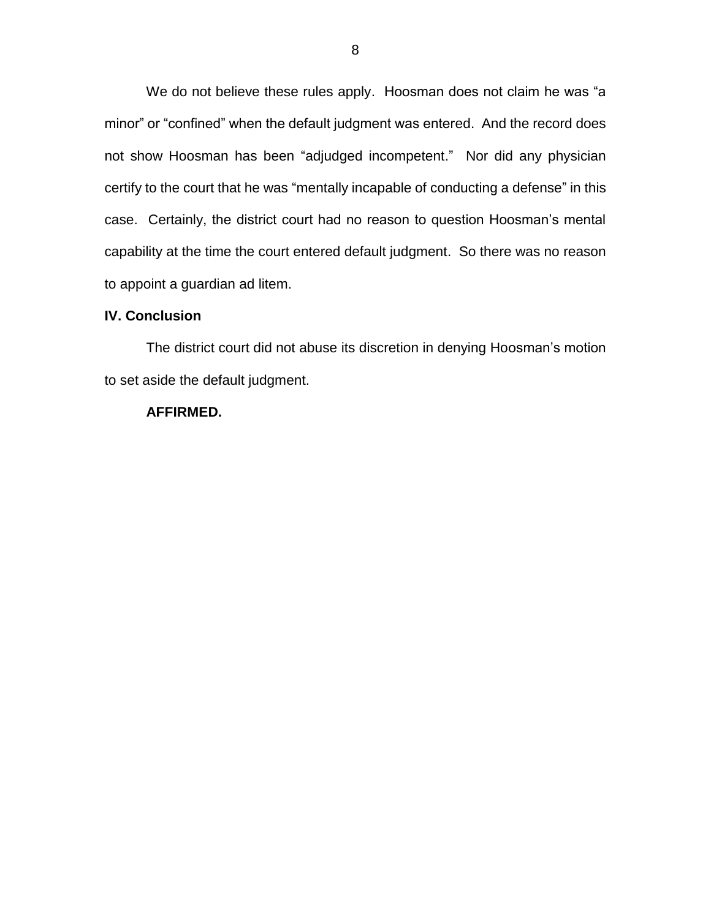We do not believe these rules apply. Hoosman does not claim he was "a minor" or "confined" when the default judgment was entered. And the record does not show Hoosman has been "adjudged incompetent." Nor did any physician certify to the court that he was "mentally incapable of conducting a defense" in this case. Certainly, the district court had no reason to question Hoosman's mental capability at the time the court entered default judgment. So there was no reason to appoint a guardian ad litem.

## IV. Conclusion

The district court did not abuse its discretion in denying Hoosman's motion to set aside the default judgment.

**AFFIRMED.**